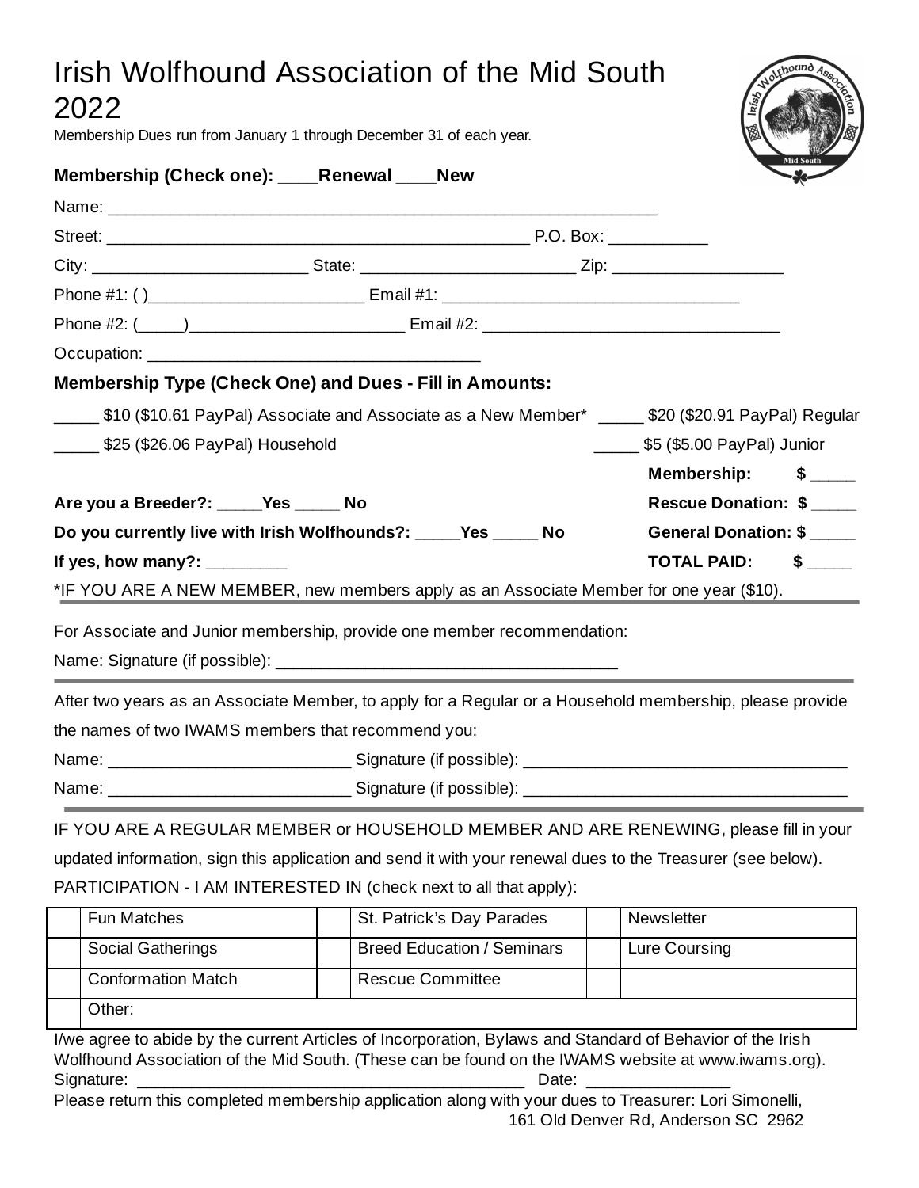# Irish Wolfhound Association of the Mid South 2022

Membership Dues run from January 1 through December 31 of each year.

**Membership (Check one): ____Renewal ____New**

Name: _______________________________________________________________

Street: ________________________________________________ P.O. Box: ___________

City: ________________________ State: _______________________ Zip: ___________________

Phone #1: ( )________________________ Email #1: _________________________________

Phone #2: (_____)________________________ Email #2: _________________________________

Occupation: _____________________________________

**Membership Type (Check One) and Dues - Fill in Amounts:**

_____ $10 ($10.61 PayPal) Associate and Associate as a New Member* _____ $20 ($20.91 PayPal) Regular

_____ $25 ($26.06 PayPal) Household _____ $5 ($5.00 PayPal) Junior

**Membership: $ _____**

**Are you a Breeder?: _____Yes _____ No**

**Rescue Donation: $ _____**

**Do you currently live with Irish Wolfhounds?: _____Yes _____ No**

**General Donation: $ _____**

**If yes, how many?: _________**

**TOTAL PAID: $ _____**

*IF YOU ARE A NEW MEMBER, new members apply as an Associate Member for one year ($10).

---

For Associate and Junior membership, provide one member recommendation:

Name: Signature (if possible): _______________________________________

---

After two years as an Associate Member, to apply for a Regular or a Household membership, please provide the names of two IWAMS members that recommend you:

Name: ___________________________ Signature (if possible): ____________________________________

Name: ___________________________ Signature (if possible): ____________________________________

---

IF YOU ARE A REGULAR MEMBER or HOUSEHOLD MEMBER AND ARE RENEWING, please fill in your updated information, sign this application and send it with your renewal dues to the Treasurer (see below).

PARTICIPATION - I AM INTERESTED IN (check next to all that apply):

| | Fun Matches | | St. Patrick's Day Parades | | Newsletter |
|---|---|---|---|---|---|
| | Social Gatherings | | Breed Education / Seminars | | Lure Coursing |
| | Conformation Match | | Rescue Committee | | |
| | Other: | | | | |

I/we agree to abide by the current Articles of Incorporation, Bylaws and Standard of Behavior of the Irish Wolfhound Association of the Mid South. (These can be found on the IWAMS website at www.iwams.org).

Signature: ____________________________________________ Date: ________________

Please return this completed membership application along with your dues to Treasurer: Lori Simonelli, 161 Old Denver Rd, Anderson SC 2962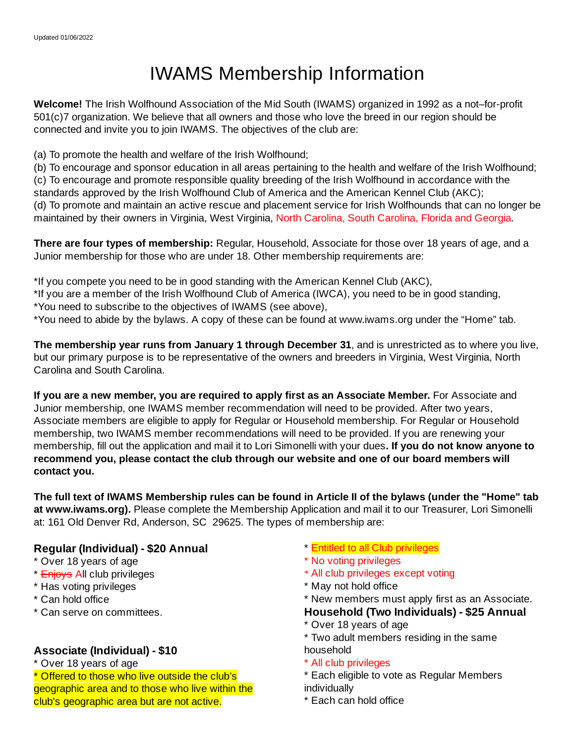Updated 01/06/2022

# IWAMS Membership Information

**Welcome!** The Irish Wolfhound Association of the Mid South (IWAMS) organized in 1992 as a not–for-profit 501(c)7 organization. We believe that all owners and those who love the breed in our region should be connected and invite you to join IWAMS. The objectives of the club are:

(a) To promote the health and welfare of the Irish Wolfhound;
(b) To encourage and sponsor education in all areas pertaining to the health and welfare of the Irish Wolfhound;
(c) To encourage and promote responsible quality breeding of the Irish Wolfhound in accordance with the standards approved by the Irish Wolfhound Club of America and the American Kennel Club (AKC);
(d) To promote and maintain an active rescue and placement service for Irish Wolfhounds that can no longer be maintained by their owners in Virginia, West Virginia, North Carolina, South Carolina, Florida and Georgia.

**There are four types of membership:** Regular, Household, Associate for those over 18 years of age, and a Junior membership for those who are under 18. Other membership requirements are:

*If you compete you need to be in good standing with the American Kennel Club (AKC),
*If you are a member of the Irish Wolfhound Club of America (IWCA), you need to be in good standing,
*You need to subscribe to the objectives of IWAMS (see above),
*You need to abide by the bylaws. A copy of these can be found at www.iwams.org under the "Home" tab.

**The membership year runs from January 1 through December 31**, and is unrestricted as to where you live, but our primary purpose is to be representative of the owners and breeders in Virginia, West Virginia, North Carolina and South Carolina.

**If you are a new member, you are required to apply first as an Associate Member.** For Associate and Junior membership, one IWAMS member recommendation will need to be provided. After two years, Associate members are eligible to apply for Regular or Household membership. For Regular or Household membership, two IWAMS member recommendations will need to be provided. If you are renewing your membership, fill out the application and mail it to Lori Simonelli with your dues**. If you do not know anyone to recommend you, please contact the club through our website and one of our board members will contact you.**

**The full text of IWAMS Membership rules can be found in Article II of the bylaws (under the "Home" tab at www.iwams.org).** Please complete the Membership Application and mail it to our Treasurer, Lori Simonelli at: 161 Old Denver Rd, Anderson, SC 29625. The types of membership are:

### Regular (Individual) - $20 Annual

* Over 18 years of age
* ~~Enjoys~~ All club privileges
* Has voting privileges
* Can hold office
* Can serve on committees.

### Associate (Individual) - $10

* Over 18 years of age
* Offered to those who live outside the club's geographic area and to those who live within the club's geographic area but are not active.
* Entitled to all Club privileges
* No voting privileges
* All club privileges except voting
* May not hold office
* New members must apply first as an Associate.

### Household (Two Individuals) - $25 Annual

* Over 18 years of age
* Two adult members residing in the same household
* All club privileges
* Each eligible to vote as Regular Members individually
* Each can hold office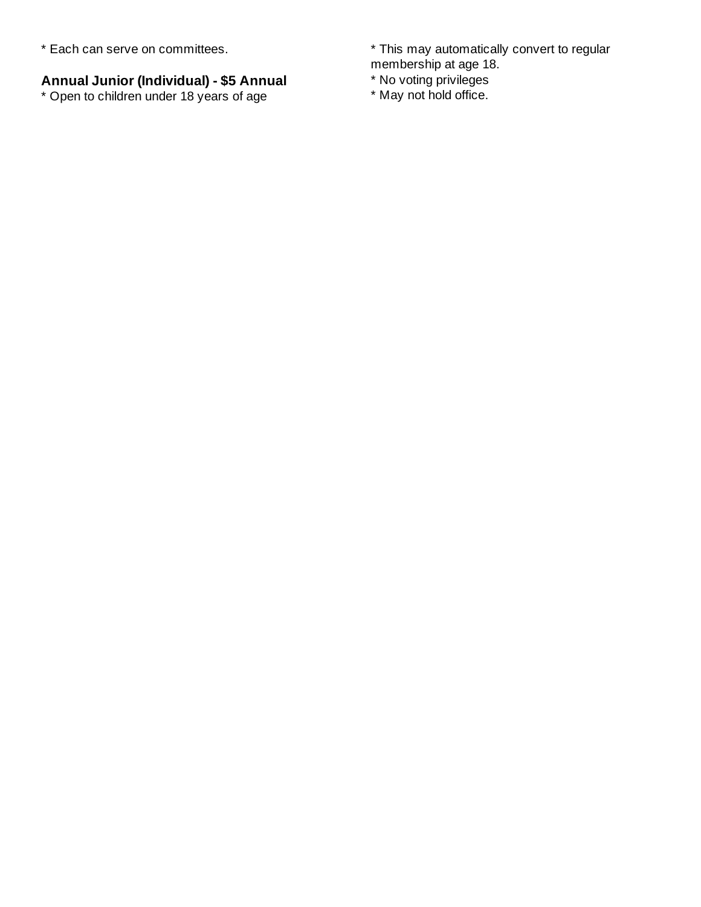* Each can serve on committees.

**Annual Junior (Individual) - $5 Annual**

* Open to children under 18 years of age
* This may automatically convert to regular membership at age 18.
* No voting privileges
* May not hold office.